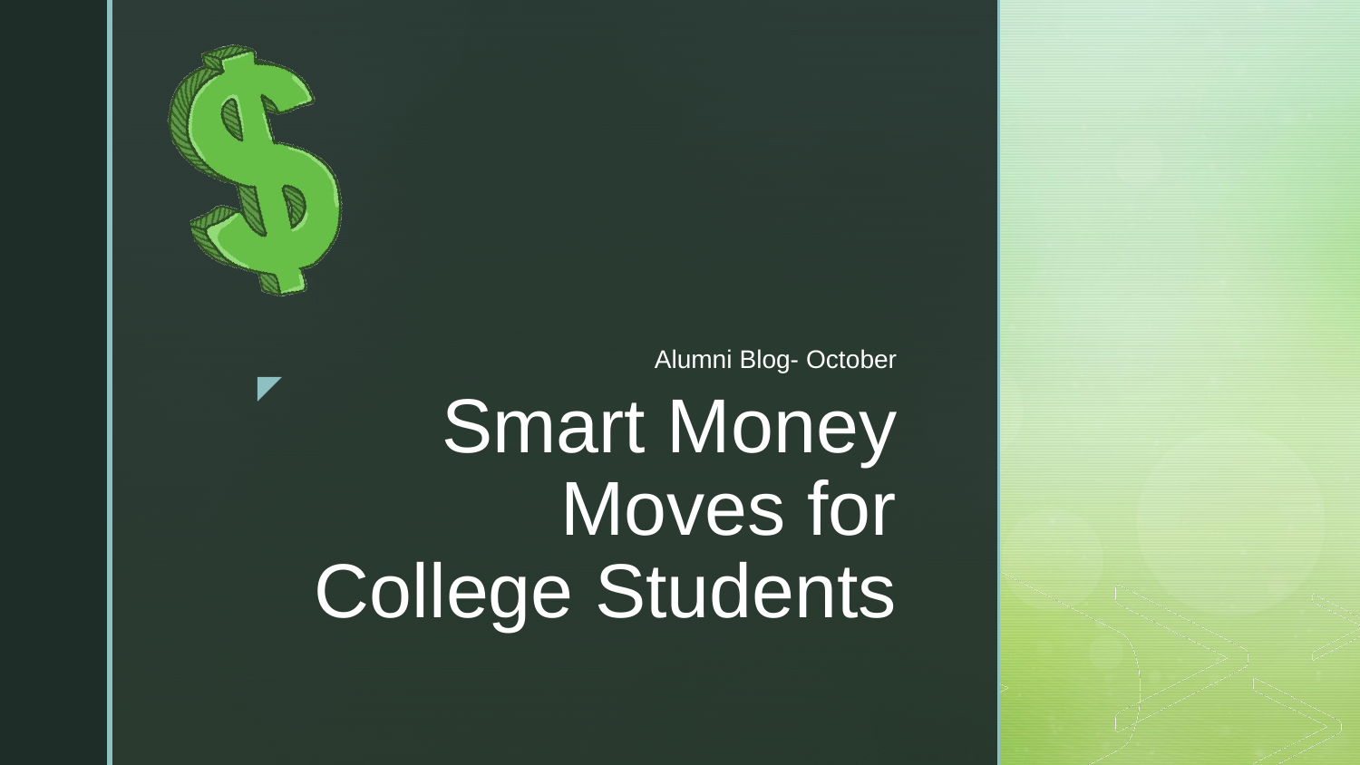Alumni Blog- October

# Smart Money Moves for College Students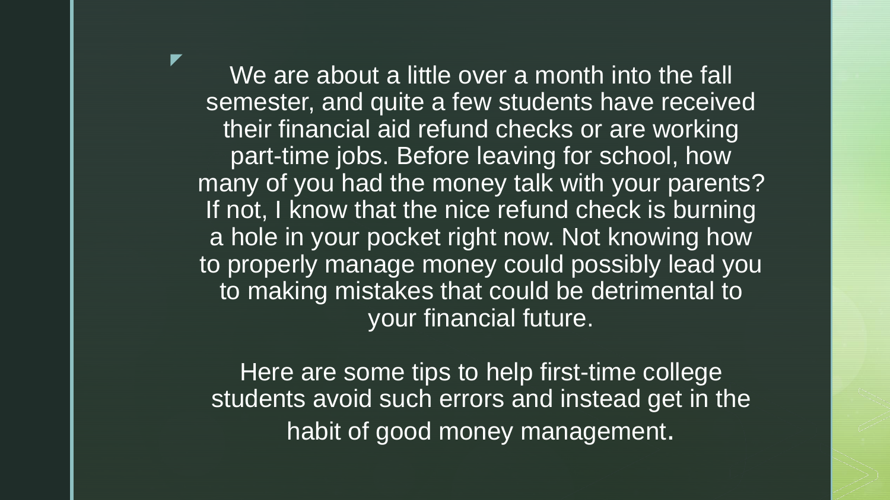We are about a little over a month into the fall semester, and quite a few students have received their financial aid refund checks or are working part-time jobs. Before leaving for school, how many of you had the money talk with your parents? If not, I know that the nice refund check is burning a hole in your pocket right now. Not knowing how to properly manage money could possibly lead you to making mistakes that could be detrimental to your financial future.

Here are some tips to help first-time college students avoid such errors and instead get in the habit of good money management.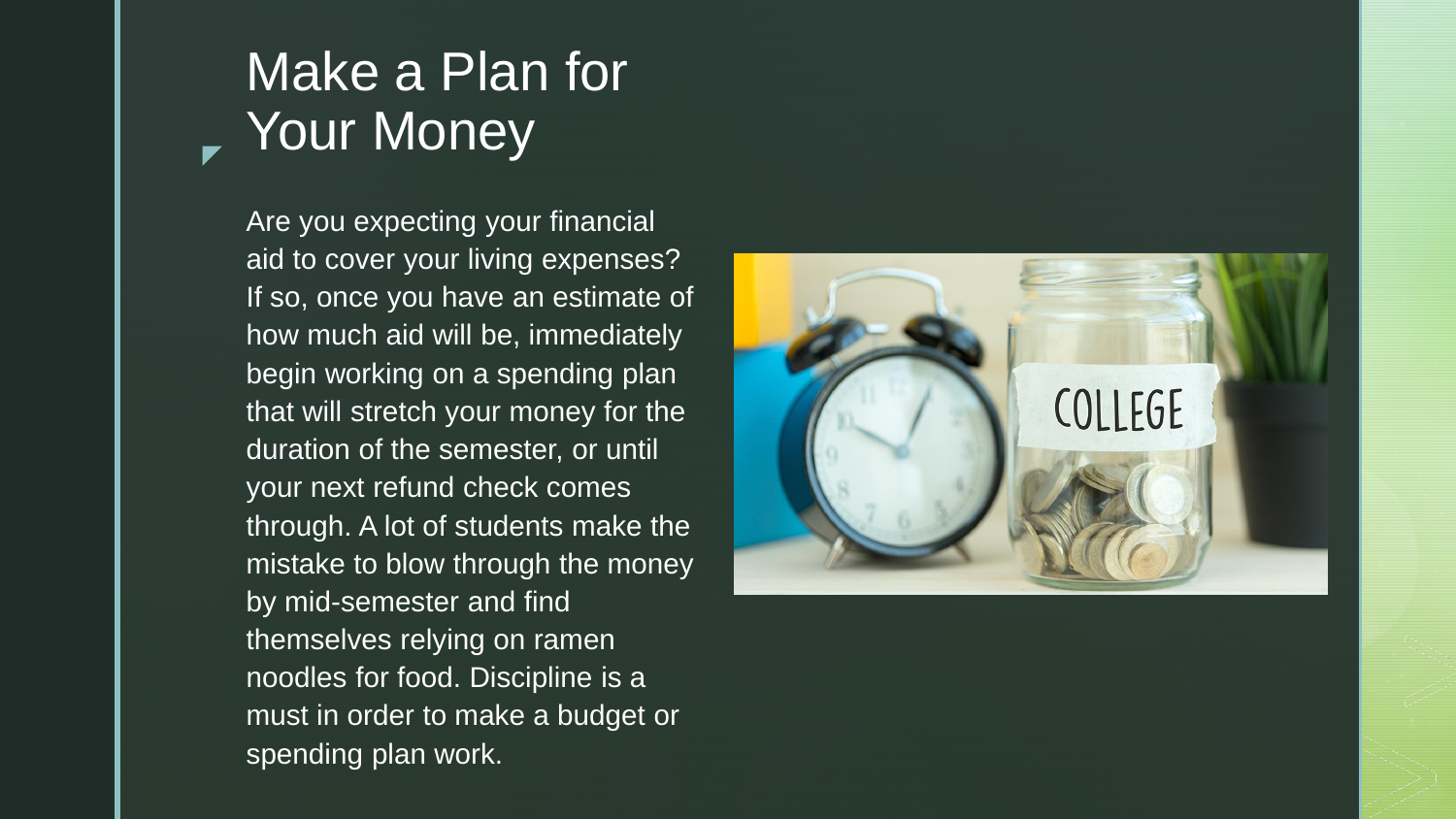# Make a Plan for Your Money

Are you expecting your financial aid to cover your living expenses? If so, once you have an estimate of how much aid will be, immediately begin working on a spending plan that will stretch your money for the duration of the semester, or until your next refund check comes through. A lot of students make the mistake to blow through the money by mid-semester and find themselves relying on ramen noodles for food. Discipline is a must in order to make a budget or spending plan work.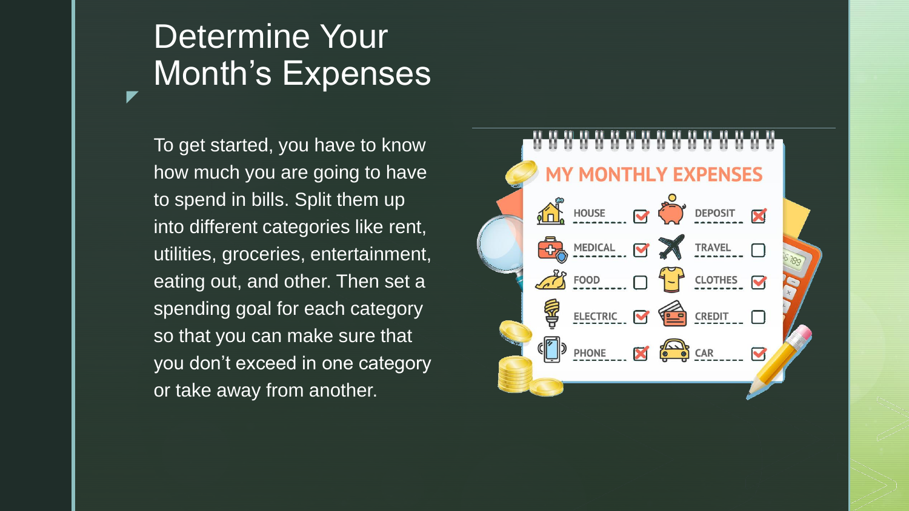# Determine Your Month's Expenses

To get started, you have to know how much you are going to have to spend in bills. Split them up into different categories like rent, utilities, groceries, entertainment, eating out, and other. Then set a spending goal for each category so that you can make sure that you don't exceed in one category or take away from another.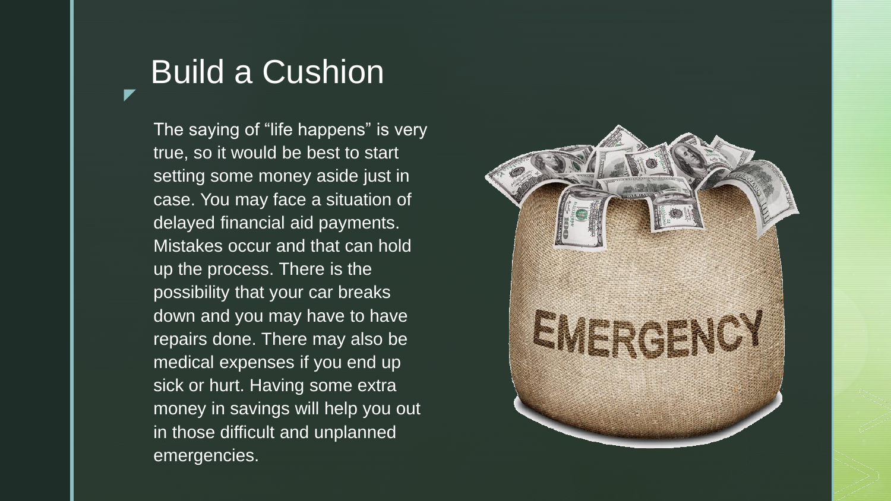# Build a Cushion

The saying of “life happens” is very true, so it would be best to start setting some money aside just in case. You may face a situation of delayed financial aid payments. Mistakes occur and that can hold up the process. There is the possibility that your car breaks down and you may have to have repairs done. There may also be medical expenses if you end up sick or hurt. Having some extra money in savings will help you out in those difficult and unplanned emergencies.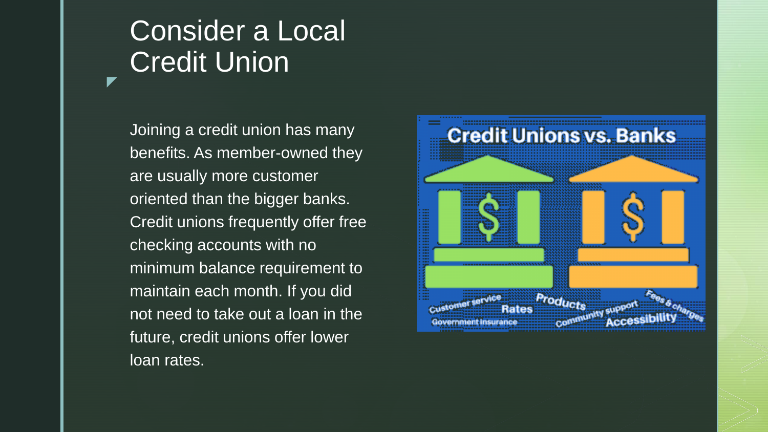# Consider a Local Credit Union

Joining a credit union has many benefits. As member-owned they are usually more customer oriented than the bigger banks. Credit unions frequently offer free checking accounts with no minimum balance requirement to maintain each month. If you did not need to take out a loan in the future, credit unions offer lower loan rates.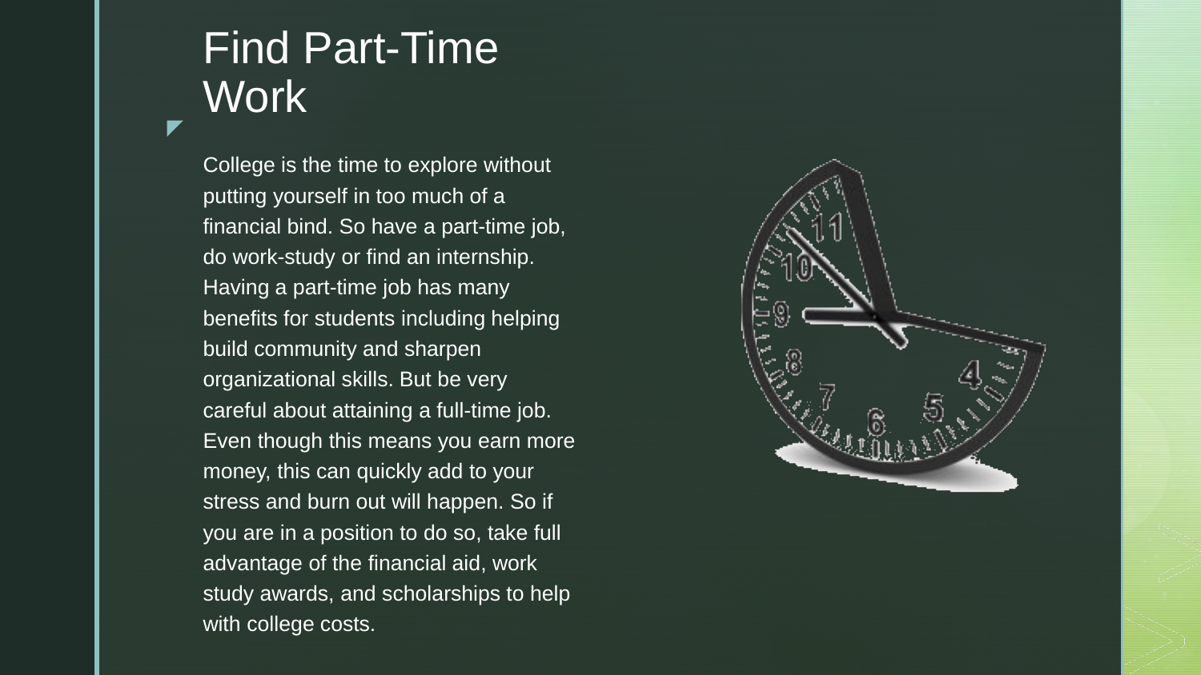# Find Part-Time Work

College is the time to explore without putting yourself in too much of a financial bind. So have a part-time job, do work-study or find an internship. Having a part-time job has many benefits for students including helping build community and sharpen organizational skills. But be very careful about attaining a full-time job. Even though this means you earn more money, this can quickly add to your stress and burn out will happen. So if you are in a position to do so, take full advantage of the financial aid, work study awards, and scholarships to help with college costs.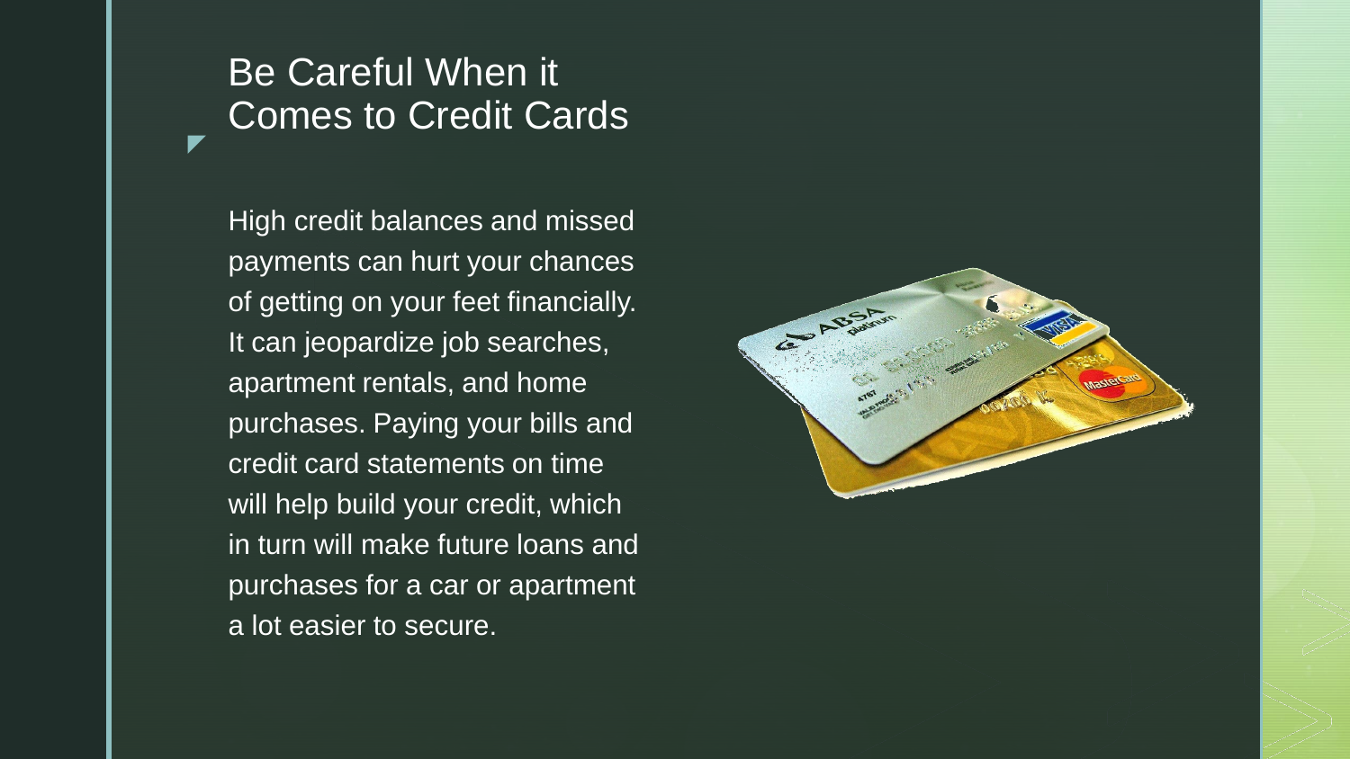# Be Careful When it Comes to Credit Cards

High credit balances and missed payments can hurt your chances of getting on your feet financially. It can jeopardize job searches, apartment rentals, and home purchases. Paying your bills and credit card statements on time will help build your credit, which in turn will make future loans and purchases for a car or apartment a lot easier to secure.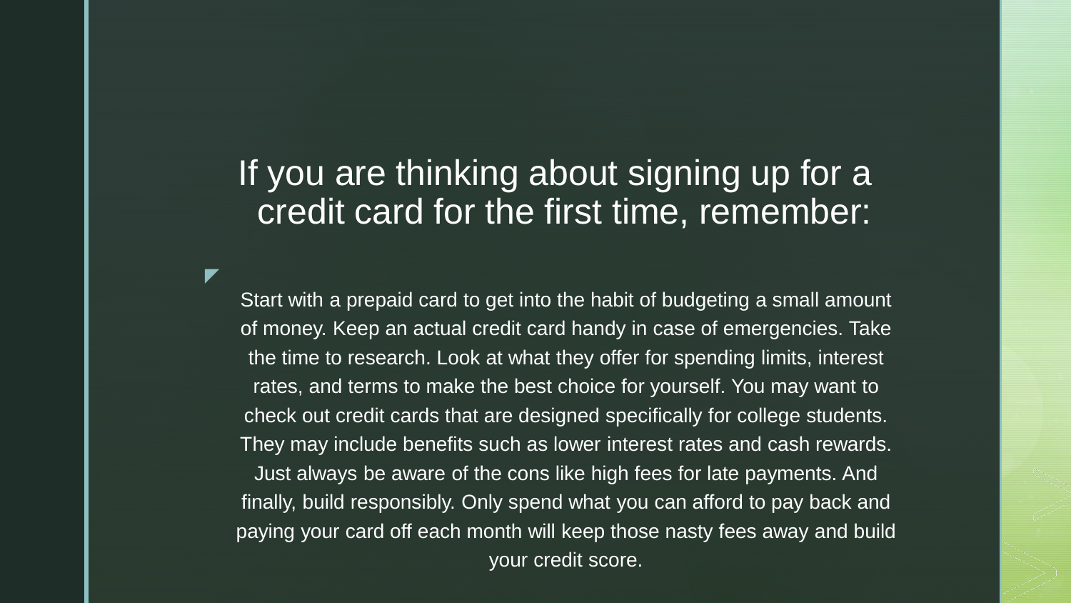# If you are thinking about signing up for a credit card for the first time, remember:

Start with a prepaid card to get into the habit of budgeting a small amount of money. Keep an actual credit card handy in case of emergencies. Take the time to research. Look at what they offer for spending limits, interest rates, and terms to make the best choice for yourself. You may want to check out credit cards that are designed specifically for college students. They may include benefits such as lower interest rates and cash rewards. Just always be aware of the cons like high fees for late payments. And finally, build responsibly. Only spend what you can afford to pay back and paying your card off each month will keep those nasty fees away and build your credit score.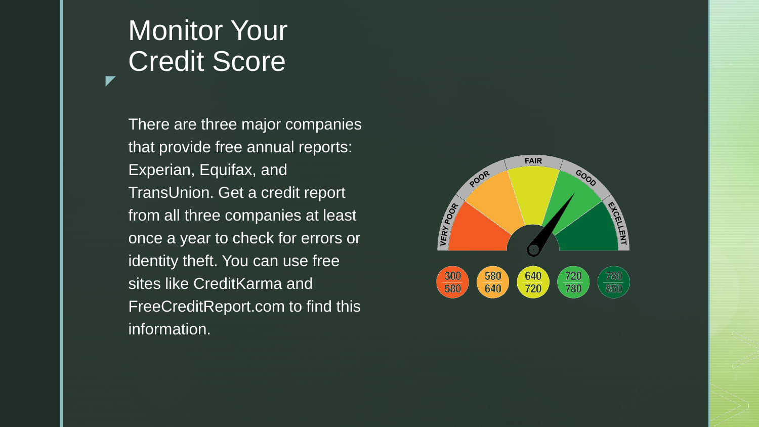# Monitor Your Credit Score

There are three major companies that provide free annual reports: Experian, Equifax, and TransUnion. Get a credit report from all three companies at least once a year to check for errors or identity theft. You can use free sites like CreditKarma and FreeCreditReport.com to find this information.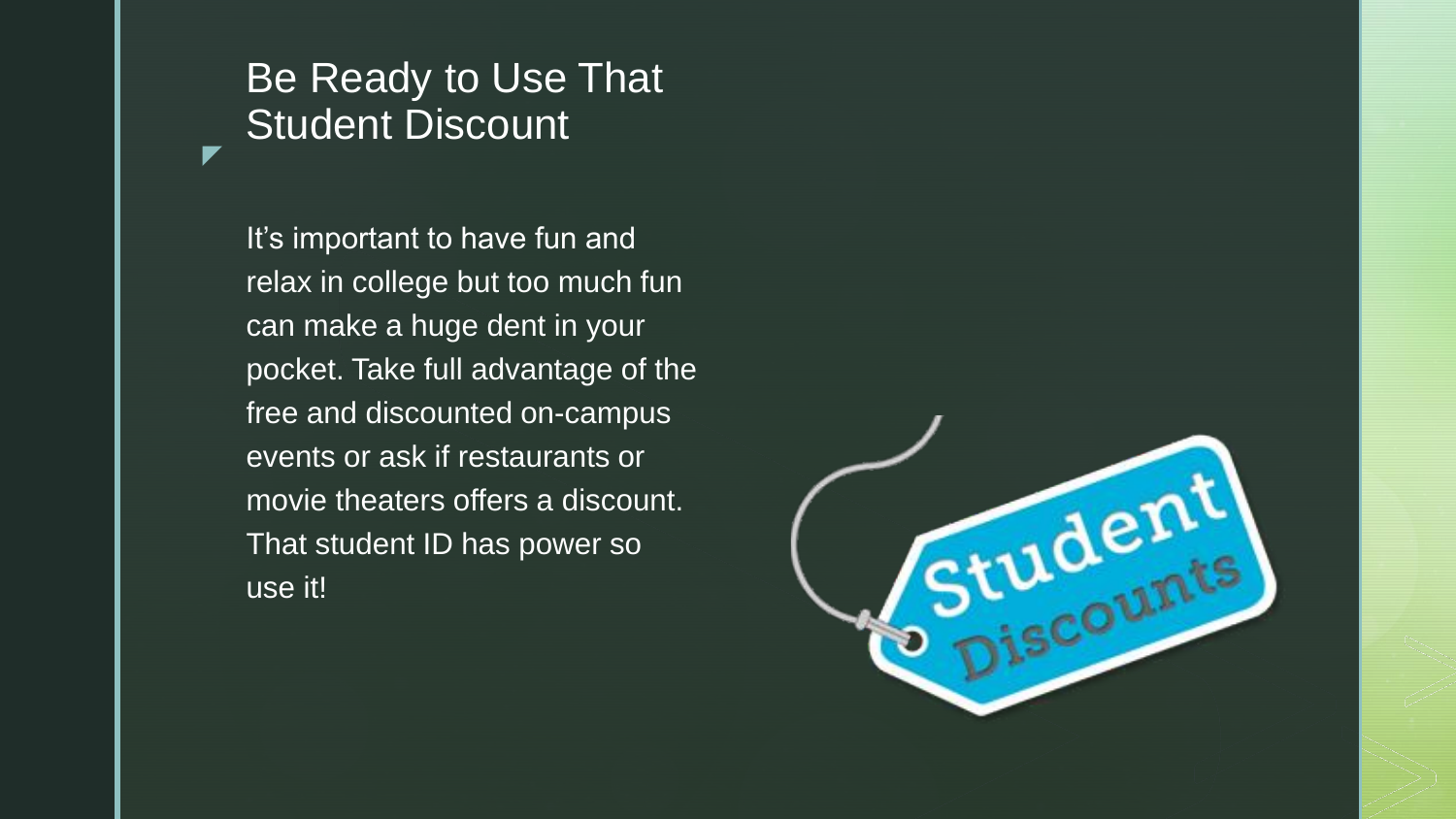# Be Ready to Use That Student Discount

It's important to have fun and relax in college but too much fun can make a huge dent in your pocket. Take full advantage of the free and discounted on-campus events or ask if restaurants or movie theaters offers a discount. That student ID has power so use it!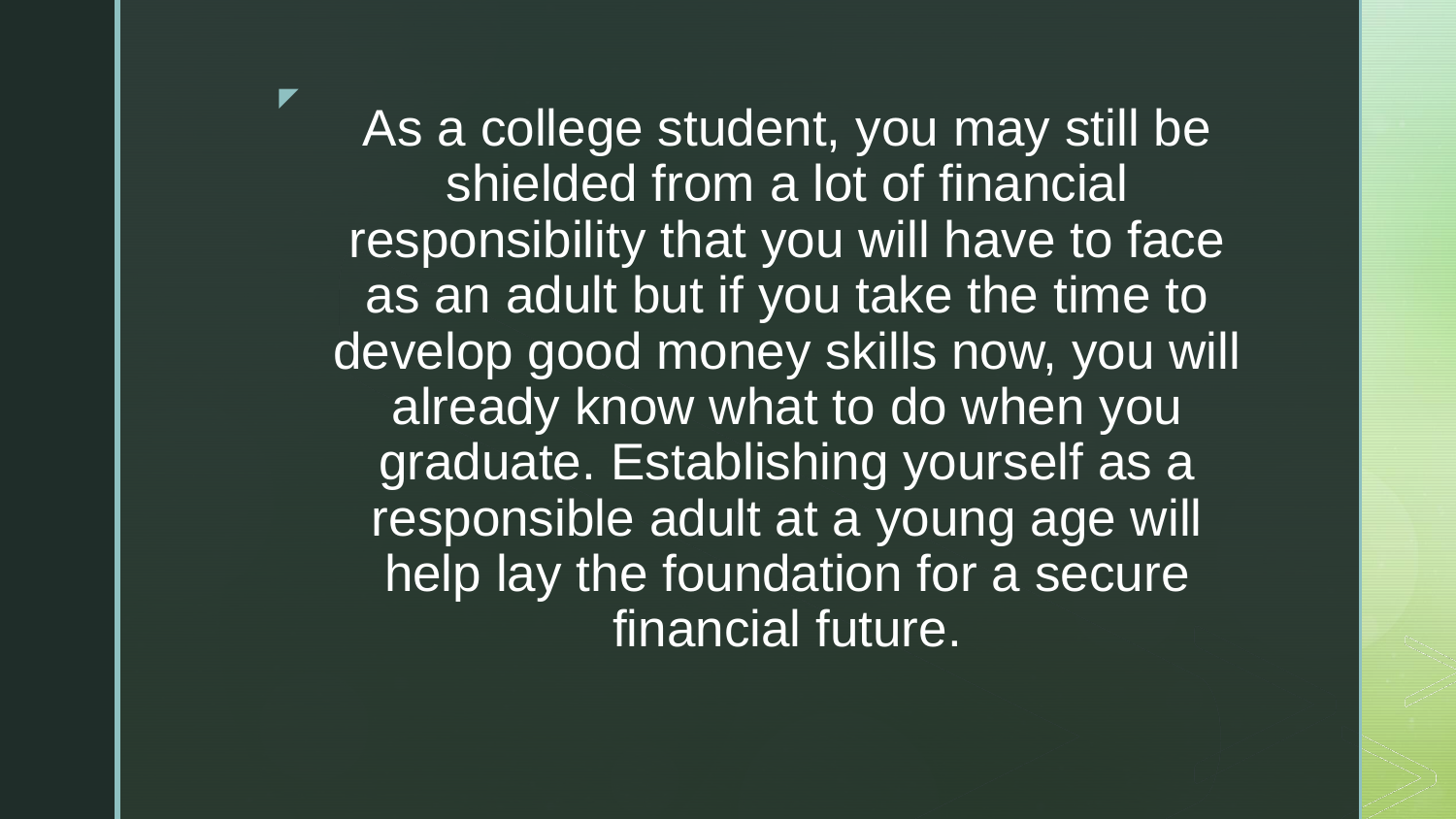As a college student, you may still be shielded from a lot of financial responsibility that you will have to face as an adult but if you take the time to develop good money skills now, you will already know what to do when you graduate. Establishing yourself as a responsible adult at a young age will help lay the foundation for a secure financial future.